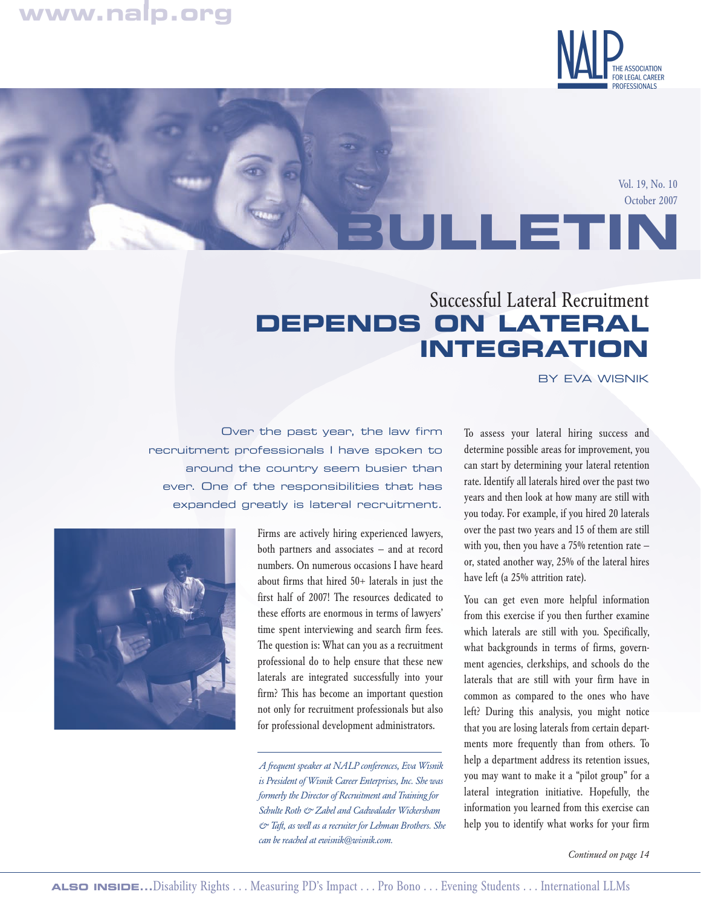# Successful Lateral Recruitment DEPENDS ON LATERAL INTEGRATION

BY EVA WISNIK

Over the past year, the law firm recruitment professionals I have spoken to around the country seem busier than ever. One of the responsibilities that has expanded greatly is lateral recruitment.

Firms are actively hiring experienced lawyers, both partners and associates – and at record numbers. On numerous occasions I have heard about firms that hired 50+ laterals in just the first half of 2007! The resources dedicated to these efforts are enormous in terms of lawyers' time spent interviewing and search firm fees. The question is: What can you as a recruitment professional do to help ensure that these new laterals are integrated successfully into your firm? This has become an important question not only for recruitment professionals but also for professional development administrators.

*A frequent speaker at NALP conferences, Eva Wisnik is President of Wisnik Career Enterprises, Inc. She was formerly the Director of Recruitment and Training for Schulte Roth & Zabel and Cadwalader Wickersham & Taft, as well as a recruiter for Lehman Brothers. She can be reached at ewisnik@wisnik.com.*

To assess your lateral hiring success and determine possible areas for improvement, you can start by determining your lateral retention rate. Identify all laterals hired over the past two years and then look at how many are still with you today. For example, if you hired 20 laterals over the past two years and 15 of them are still with you, then you have a 75% retention rate – or, stated another way, 25% of the lateral hires have left (a 25% attrition rate).

You can get even more helpful information from this exercise if you then further examine which laterals are still with you. Specifically, what backgrounds in terms of firms, government agencies, clerkships, and schools do the laterals that are still with your firm have in common as compared to the ones who have left? During this analysis, you might notice that you are losing laterals from certain departments more frequently than from others. To help a department address its retention issues, you may want to make it a "pilot group" for a lateral integration initiative. Hopefully, the information you learned from this exercise can help you to identify what works for your firm

*Continued on page 14*

**ALSO INSIDE...** Disability Rights . . . Measuring PD's Impact . . . Pro Bono . . . Evening Students . . . International LLMs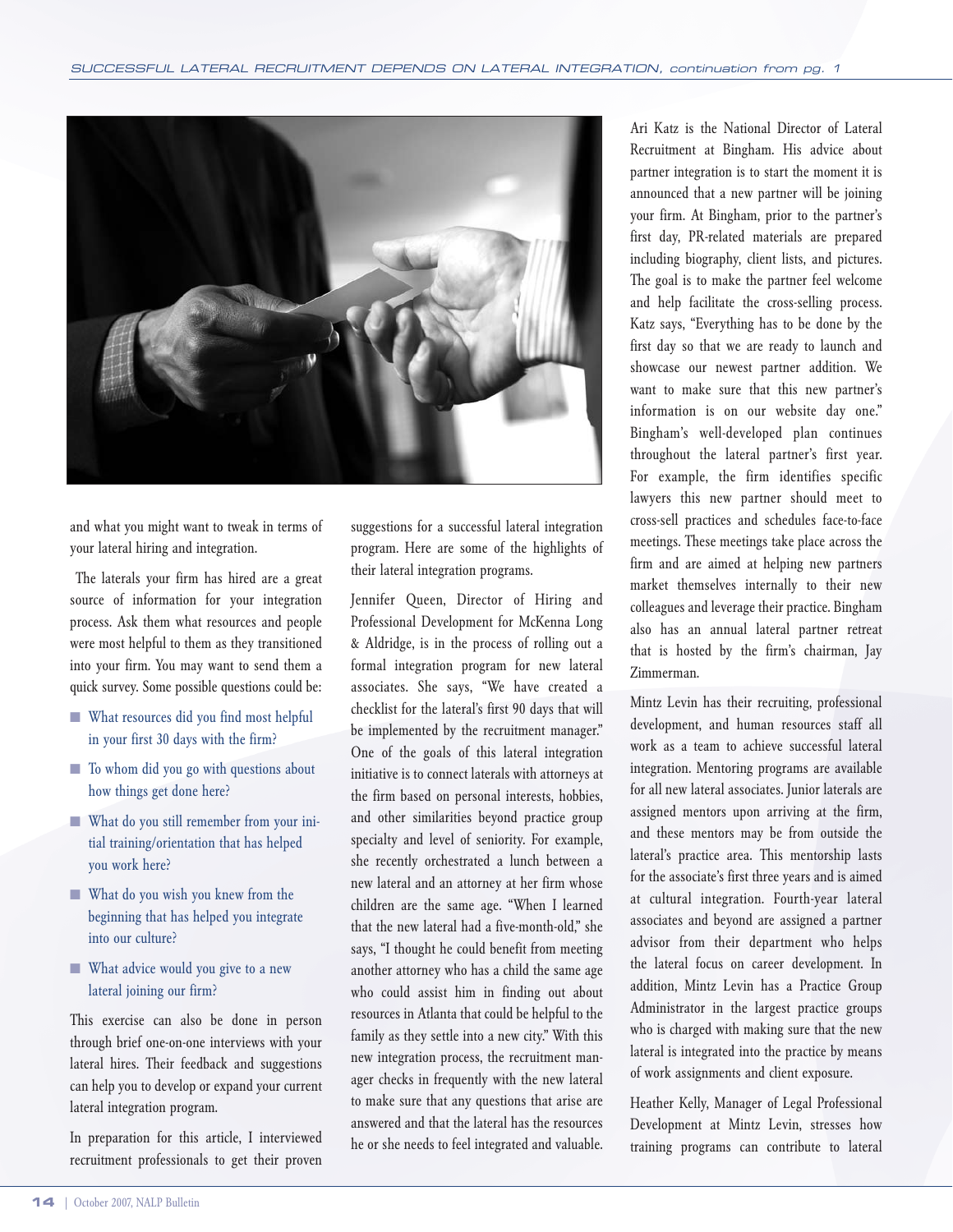and what you might want to tweak in terms of your lateral hiring and integration.

The laterals your firm has hired are a great source of information for your integration process. Ask them what resources and people were most helpful to them as they transitioned into your firm. You may want to send them a quick survey. Some possible questions could be:

- What resources did you find most helpful in your first 30 days with the firm?
- To whom did you go with questions about how things get done here?
- What do you still remember from your initial training/orientation that has helped you work here?
- What do you wish you knew from the beginning that has helped you integrate into our culture?
- What advice would you give to a new lateral joining our firm?

This exercise can also be done in person through brief one-on-one interviews with your lateral hires. Their feedback and suggestions can help you to develop or expand your current lateral integration program.

In preparation for this article, I interviewed recruitment professionals to get their proven suggestions for a successful lateral integration program. Here are some of the highlights of their lateral integration programs.

Jennifer Queen, Director of Hiring and Professional Development for McKenna Long & Aldridge, is in the process of rolling out a formal integration program for new lateral associates. She says, "We have created a checklist for the lateral's first 90 days that will be implemented by the recruitment manager." One of the goals of this lateral integration initiative is to connect laterals with attorneys at the firm based on personal interests, hobbies, and other similarities beyond practice group specialty and level of seniority. For example, she recently orchestrated a lunch between a new lateral and an attorney at her firm whose children are the same age. "When I learned that the new lateral had a five-month-old," she says, "I thought he could benefit from meeting another attorney who has a child the same age who could assist him in finding out about resources in Atlanta that could be helpful to the family as they settle into a new city." With this new integration process, the recruitment manager checks in frequently with the new lateral to make sure that any questions that arise are answered and that the lateral has the resources he or she needs to feel integrated and valuable.

Ari Katz is the National Director of Lateral Recruitment at Bingham. His advice about partner integration is to start the moment it is announced that a new partner will be joining your firm. At Bingham, prior to the partner's first day, PR-related materials are prepared including biography, client lists, and pictures. The goal is to make the partner feel welcome and help facilitate the cross-selling process. Katz says, "Everything has to be done by the first day so that we are ready to launch and showcase our newest partner addition. We want to make sure that this new partner's information is on our website day one." Bingham's well-developed plan continues throughout the lateral partner's first year. For example, the firm identifies specific lawyers this new partner should meet to cross-sell practices and schedules face-to-face meetings. These meetings take place across the firm and are aimed at helping new partners market themselves internally to their new colleagues and leverage their practice. Bingham also has an annual lateral partner retreat that is hosted by the firm's chairman, Jay Zimmerman.

Mintz Levin has their recruiting, professional development, and human resources staff all work as a team to achieve successful lateral integration. Mentoring programs are available for all new lateral associates. Junior laterals are assigned mentors upon arriving at the firm, and these mentors may be from outside the lateral's practice area. This mentorship lasts for the associate's first three years and is aimed at cultural integration. Fourth-year lateral associates and beyond are assigned a partner advisor from their department who helps the lateral focus on career development. In addition, Mintz Levin has a Practice Group Administrator in the largest practice groups who is charged with making sure that the new lateral is integrated into the practice by means of work assignments and client exposure.

Heather Kelly, Manager of Legal Professional Development at Mintz Levin, stresses how training programs can contribute to lateral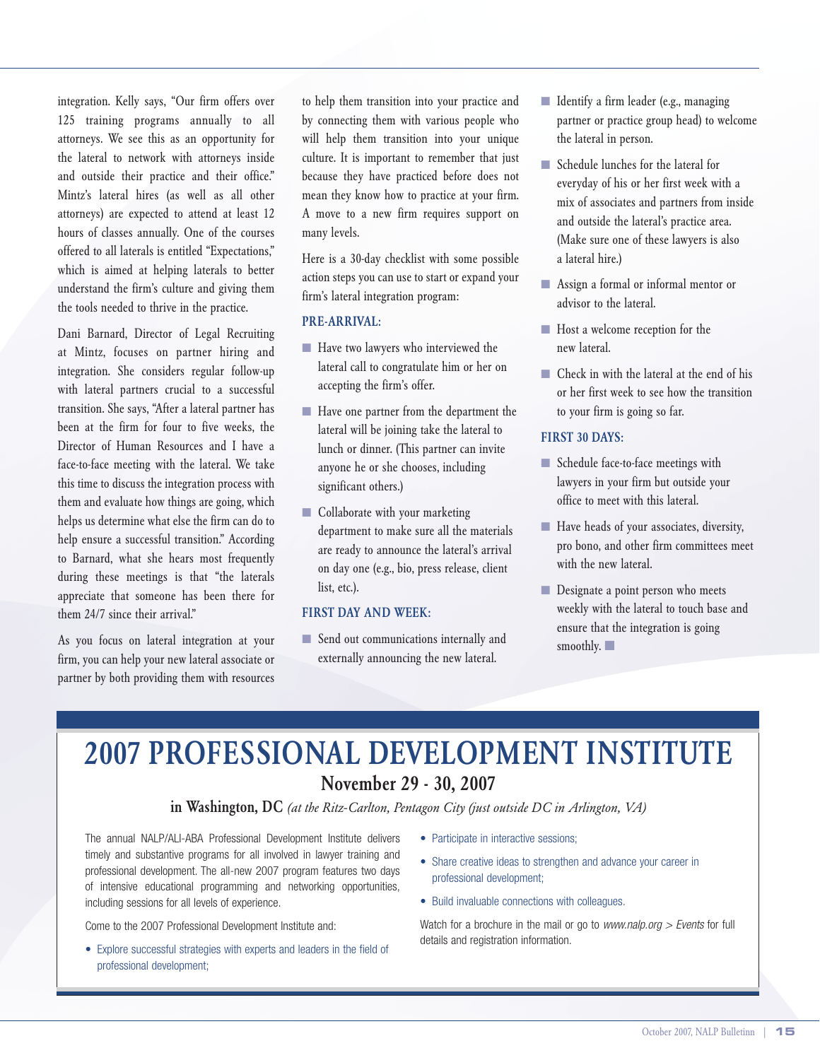integration. Kelly says, "Our firm offers over 125 training programs annually to all attorneys. We see this as an opportunity for the lateral to network with attorneys inside and outside their practice and their office." Mintz's lateral hires (as well as all other attorneys) are expected to attend at least 12 hours of classes annually. One of the courses offered to all laterals is entitled "Expectations," which is aimed at helping laterals to better understand the firm's culture and giving them the tools needed to thrive in the practice.

Dani Barnard, Director of Legal Recruiting at Mintz, focuses on partner hiring and integration. She considers regular follow-up with lateral partners crucial to a successful transition. She says, "After a lateral partner has been at the firm for four to five weeks, the Director of Human Resources and I have a face-to-face meeting with the lateral. We take this time to discuss the integration process with them and evaluate how things are going, which helps us determine what else the firm can do to help ensure a successful transition." According to Barnard, what she hears most frequently during these meetings is that "the laterals appreciate that someone has been there for them 24/7 since their arrival."

As you focus on lateral integration at your firm, you can help your new lateral associate or partner by both providing them with resources to help them transition into your practice and by connecting them with various people who will help them transition into your unique culture. It is important to remember that just because they have practiced before does not mean they know how to practice at your firm. A move to a new firm requires support on many levels.

Here is a 30-day checklist with some possible action steps you can use to start or expand your firm's lateral integration program:

### PRE-ARRIVAL:

- Have two lawyers who interviewed the lateral call to congratulate him or her on accepting the firm's offer.
- Have one partner from the department the lateral will be joining take the lateral to lunch or dinner. (This partner can invite anyone he or she chooses, including significant others.)
- Collaborate with your marketing department to make sure all the materials are ready to announce the lateral's arrival on day one (e.g., bio, press release, client list, etc.).

### FIRST DAY AND WEEK:

- Send out communications internally and externally announcing the new lateral.
- Identify a firm leader (e.g., managing partner or practice group head) to welcome the lateral in person.
- Schedule lunches for the lateral for everyday of his or her first week with a mix of associates and partners from inside and outside the lateral's practice area. (Make sure one of these lawyers is also a lateral hire.)
- Assign a formal or informal mentor or advisor to the lateral.
- Host a welcome reception for the new lateral.
- Check in with the lateral at the end of his or her first week to see how the transition to your firm is going so far.

### FIRST 30 DAYS:

- Schedule face-to-face meetings with lawyers in your firm but outside your office to meet with this lateral.
- Have heads of your associates, diversity, pro bono, and other firm committees meet with the new lateral.
- Designate a point person who meets weekly with the lateral to touch base and ensure that the integration is going smoothly. ■

# 2007 PROFESSIONAL DEVELOPMENT INSTITUTE

## November 29 - 30, 2007

**in Washington, DC** *(at the Ritz-Carlton, Pentagon City (just outside DC in Arlington, VA)*

The annual NALP/ALI-ABA Professional Development Institute delivers timely and substantive programs for all involved in lawyer training and professional development. The all-new 2007 program features two days of intensive educational programming and networking opportunities, including sessions for all levels of experience.

Come to the 2007 Professional Development Institute and:

- Explore successful strategies with experts and leaders in the field of professional development;
- Participate in interactive sessions;
- Share creative ideas to strengthen and advance your career in professional development;
- Build invaluable connections with colleagues.

Watch for a brochure in the mail or go to *www.nalp.org > Events* for full details and registration information.